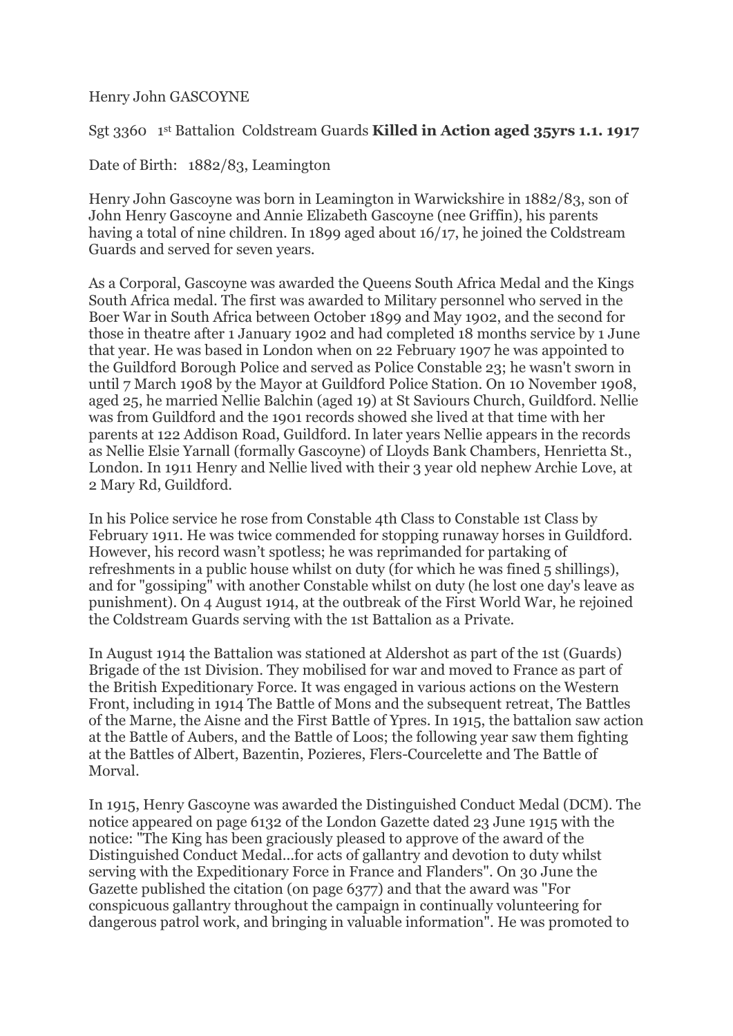Henry John GASCOYNE

Sgt 3360 1st Battalion Coldstream Guards **Killed in Action aged 35yrs 1.1. 1917**

Date of Birth: 1882/83, Leamington

Henry John Gascoyne was born in Leamington in Warwickshire in 1882/83, son of John Henry Gascoyne and Annie Elizabeth Gascoyne (nee Griffin), his parents having a total of nine children. In 1899 aged about 16/17, he joined the Coldstream Guards and served for seven years.

As a Corporal, Gascoyne was awarded the Queens South Africa Medal and the Kings South Africa medal. The first was awarded to Military personnel who served in the Boer War in South Africa between October 1899 and May 1902, and the second for those in theatre after 1 January 1902 and had completed 18 months service by 1 June that year. He was based in London when on 22 February 1907 he was appointed to the Guildford Borough Police and served as Police Constable 23; he wasn't sworn in until 7 March 1908 by the Mayor at Guildford Police Station. On 10 November 1908, aged 25, he married Nellie Balchin (aged 19) at St Saviours Church, Guildford. Nellie was from Guildford and the 1901 records showed she lived at that time with her parents at 122 Addison Road, Guildford. In later years Nellie appears in the records as Nellie Elsie Yarnall (formally Gascoyne) of Lloyds Bank Chambers, Henrietta St., London. In 1911 Henry and Nellie lived with their 3 year old nephew Archie Love, at 2 Mary Rd, Guildford.

In his Police service he rose from Constable 4th Class to Constable 1st Class by February 1911. He was twice commended for stopping runaway horses in Guildford. However, his record wasn't spotless; he was reprimanded for partaking of refreshments in a public house whilst on duty (for which he was fined 5 shillings), and for "gossiping" with another Constable whilst on duty (he lost one day's leave as punishment). On 4 August 1914, at the outbreak of the First World War, he rejoined the Coldstream Guards serving with the 1st Battalion as a Private.

In August 1914 the Battalion was stationed at Aldershot as part of the 1st (Guards) Brigade of the 1st Division. They mobilised for war and moved to France as part of the British Expeditionary Force. It was engaged in various actions on the Western Front, including in 1914 The Battle of Mons and the subsequent retreat, The Battles of the Marne, the Aisne and the First Battle of Ypres. In 1915, the battalion saw action at the Battle of Aubers, and the Battle of Loos; the following year saw them fighting at the Battles of Albert, Bazentin, Pozieres, Flers-Courcelette and The Battle of Morval.

In 1915, Henry Gascoyne was awarded the Distinguished Conduct Medal (DCM). The notice appeared on page 6132 of the London Gazette dated 23 June 1915 with the notice: "The King has been graciously pleased to approve of the award of the Distinguished Conduct Medal...for acts of gallantry and devotion to duty whilst serving with the Expeditionary Force in France and Flanders". On 30 June the Gazette published the citation (on page 6377) and that the award was "For conspicuous gallantry throughout the campaign in continually volunteering for dangerous patrol work, and bringing in valuable information". He was promoted to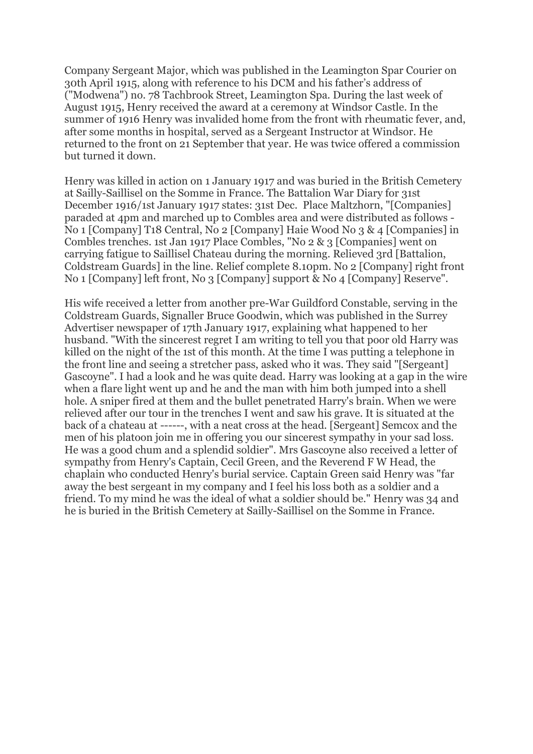Company Sergeant Major, which was published in the Leamington Spar Courier on 30th April 1915, along with reference to his DCM and his father's address of ("Modwena") no. 78 Tachbrook Street, Leamington Spa. During the last week of August 1915, Henry received the award at a ceremony at Windsor Castle. In the summer of 1916 Henry was invalided home from the front with rheumatic fever, and, after some months in hospital, served as a Sergeant Instructor at Windsor. He returned to the front on 21 September that year. He was twice offered a commission but turned it down.

Henry was killed in action on 1 January 1917 and was buried in the British Cemetery at Sailly-Saillisel on the Somme in France. The Battalion War Diary for 31st December 1916/1st January 1917 states: 31st Dec. Place Maltzhorn, "[Companies] paraded at 4pm and marched up to Combles area and were distributed as follows - No 1 [Company] T18 Central, No 2 [Company] Haie Wood No 3 & 4 [Companies] in Combles trenches. 1st Jan 1917 Place Combles, "No 2 & 3 [Companies] went on carrying fatigue to Saillisel Chateau during the morning. Relieved 3rd [Battalion, Coldstream Guards] in the line. Relief complete 8.10pm. No 2 [Company] right front No 1 [Company] left front, No 3 [Company] support & No 4 [Company] Reserve".

His wife received a letter from another pre-War Guildford Constable, serving in the Coldstream Guards, Signaller Bruce Goodwin, which was published in the Surrey Advertiser newspaper of 17th January 1917, explaining what happened to her husband. "With the sincerest regret I am writing to tell you that poor old Harry was killed on the night of the 1st of this month. At the time I was putting a telephone in the front line and seeing a stretcher pass, asked who it was. They said "[Sergeant] Gascoyne". I had a look and he was quite dead. Harry was looking at a gap in the wire when a flare light went up and he and the man with him both jumped into a shell hole. A sniper fired at them and the bullet penetrated Harry's brain. When we were relieved after our tour in the trenches I went and saw his grave. It is situated at the back of a chateau at ------, with a neat cross at the head. [Sergeant] Semcox and the men of his platoon join me in offering you our sincerest sympathy in your sad loss. He was a good chum and a splendid soldier". Mrs Gascoyne also received a letter of sympathy from Henry's Captain, Cecil Green, and the Reverend F W Head, the chaplain who conducted Henry's burial service. Captain Green said Henry was "far away the best sergeant in my company and I feel his loss both as a soldier and a friend. To my mind he was the ideal of what a soldier should be." Henry was 34 and he is buried in the British Cemetery at Sailly-Saillisel on the Somme in France.